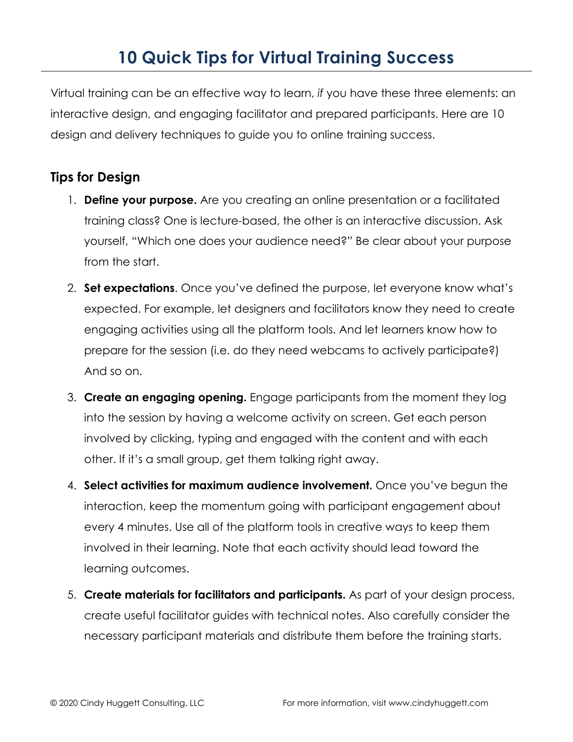# 10 Quick Tips for Virtual Training Success

Virtual training can be an effective way to learn, *if* you have these three elements: an interactive design, and engaging facilitator and prepared participants. Here are 10 design and delivery techniques to guide you to online training success.

## Tips for Design

1. **Define your purpose.** Are you creating an online presentation or a facilitated training class? One is lecture-based, the other is an interactive discussion. Ask yourself, "Which one does your audience need?" Be clear about your purpose from the start.
2. **Set expectations**. Once you've defined the purpose, let everyone know what's expected. For example, let designers and facilitators know they need to create engaging activities using all the platform tools. And let learners know how to prepare for the session (i.e. do they need webcams to actively participate?) And so on.
3. **Create an engaging opening.** Engage participants from the moment they log into the session by having a welcome activity on screen. Get each person involved by clicking, typing and engaged with the content and with each other. If it's a small group, get them talking right away.
4. **Select activities for maximum audience involvement.** Once you've begun the interaction, keep the momentum going with participant engagement about every 4 minutes. Use all of the platform tools in creative ways to keep them involved in their learning. Note that each activity should lead toward the learning outcomes.
5. **Create materials for facilitators and participants.** As part of your design process, create useful facilitator guides with technical notes. Also carefully consider the necessary participant materials and distribute them before the training starts.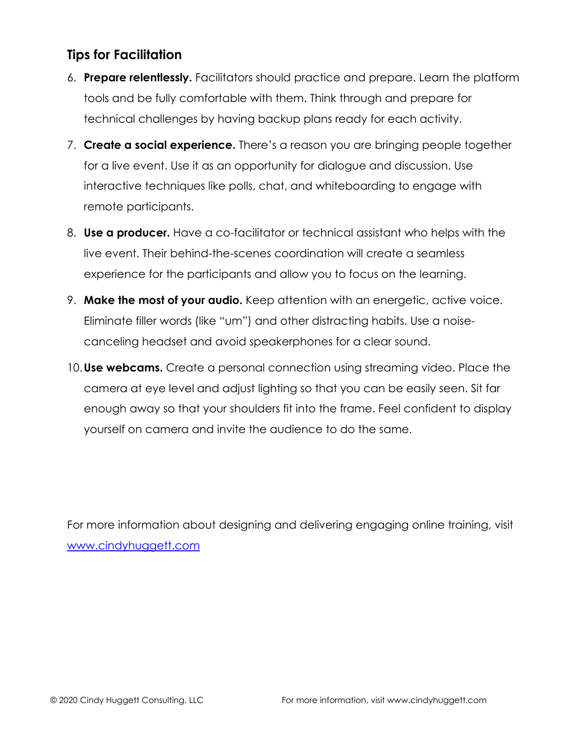### Tips for Facilitation

6. **Prepare relentlessly.** Facilitators should practice and prepare. Learn the platform tools and be fully comfortable with them. Think through and prepare for technical challenges by having backup plans ready for each activity.
7. **Create a social experience.** There's a reason you are bringing people together for a live event. Use it as an opportunity for dialogue and discussion. Use interactive techniques like polls, chat, and whiteboarding to engage with remote participants.
8. **Use a producer.** Have a co-facilitator or technical assistant who helps with the live event. Their behind-the-scenes coordination will create a seamless experience for the participants and allow you to focus on the learning.
9. **Make the most of your audio.** Keep attention with an energetic, active voice. Eliminate filler words (like "um") and other distracting habits. Use a noise-canceling headset and avoid speakerphones for a clear sound.
10. **Use webcams.** Create a personal connection using streaming video. Place the camera at eye level and adjust lighting so that you can be easily seen. Sit far enough away so that your shoulders fit into the frame. Feel confident to display yourself on camera and invite the audience to do the same.

For more information about designing and delivering engaging online training, visit [www.cindyhuggett.com](http://www.cindyhuggett.com)